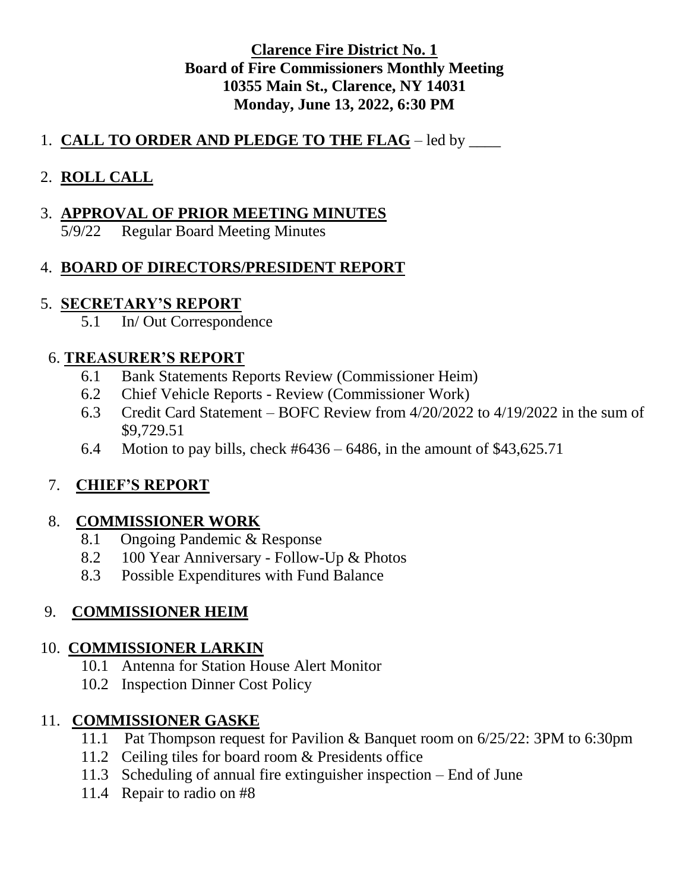**Clarence Fire District No. 1**
**Board of Fire Commissioners Monthly Meeting**
**10355 Main St., Clarence, NY 14031**
**Monday, June 13, 2022, 6:30 PM**

1. **CALL TO ORDER AND PLEDGE TO THE FLAG** – led by ____

2. **ROLL CALL**

3. **APPROVAL OF PRIOR MEETING MINUTES**
   5/9/22 Regular Board Meeting Minutes

4. **BOARD OF DIRECTORS/PRESIDENT REPORT**

5. **SECRETARY'S REPORT**
   5.1 In/ Out Correspondence

6. **TREASURER'S REPORT**
   6.1 Bank Statements Reports Review (Commissioner Heim)
   6.2 Chief Vehicle Reports - Review (Commissioner Work)
   6.3 Credit Card Statement – BOFC Review from 4/20/2022 to 4/19/2022 in the sum of $9,729.51
   6.4 Motion to pay bills, check #6436 – 6486, in the amount of $43,625.71

7. **CHIEF'S REPORT**

8. **COMMISSIONER WORK**
   8.1 Ongoing Pandemic & Response
   8.2 100 Year Anniversary - Follow-Up & Photos
   8.3 Possible Expenditures with Fund Balance

9. **COMMISSIONER HEIM**

10. **COMMISSIONER LARKIN**
    10.1 Antenna for Station House Alert Monitor
    10.2 Inspection Dinner Cost Policy

11. **COMMISSIONER GASKE**
    11.1 Pat Thompson request for Pavilion & Banquet room on 6/25/22: 3PM to 6:30pm
    11.2 Ceiling tiles for board room & Presidents office
    11.3 Scheduling of annual fire extinguisher inspection – End of June
    11.4 Repair to radio on #8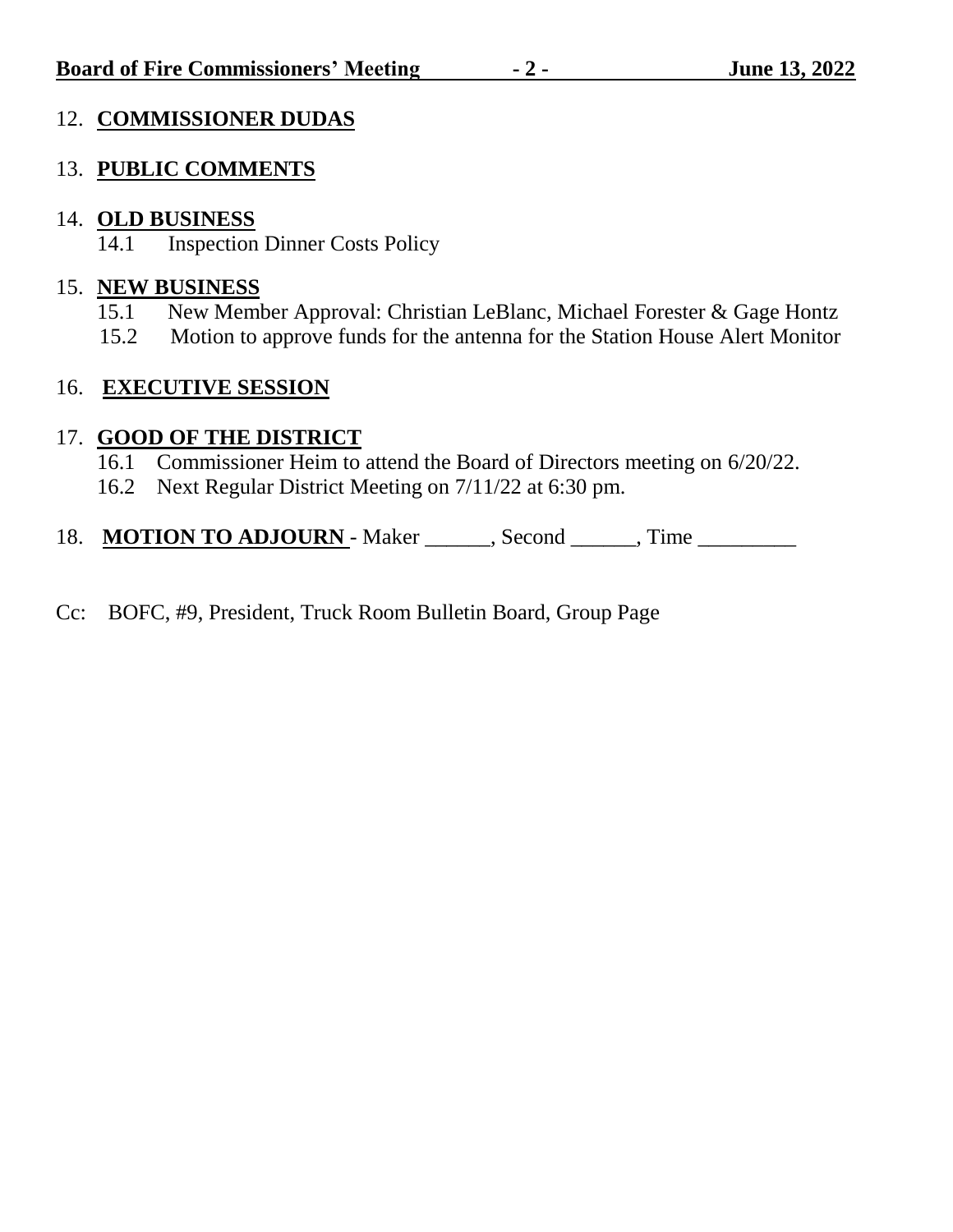12. **COMMISSIONER DUDAS**

13. **PUBLIC COMMENTS**

14. **OLD BUSINESS**
    14.1 Inspection Dinner Costs Policy

15. **NEW BUSINESS**
    15.1 New Member Approval: Christian LeBlanc, Michael Forester & Gage Hontz
    15.2 Motion to approve funds for the antenna for the Station House Alert Monitor

16. **EXECUTIVE SESSION**

17. **GOOD OF THE DISTRICT**
    16.1 Commissioner Heim to attend the Board of Directors meeting on 6/20/22.
    16.2 Next Regular District Meeting on 7/11/22 at 6:30 pm.

18. **MOTION TO ADJOURN** - Maker ______, Second ______, Time _________

Cc: BOFC, #9, President, Truck Room Bulletin Board, Group Page